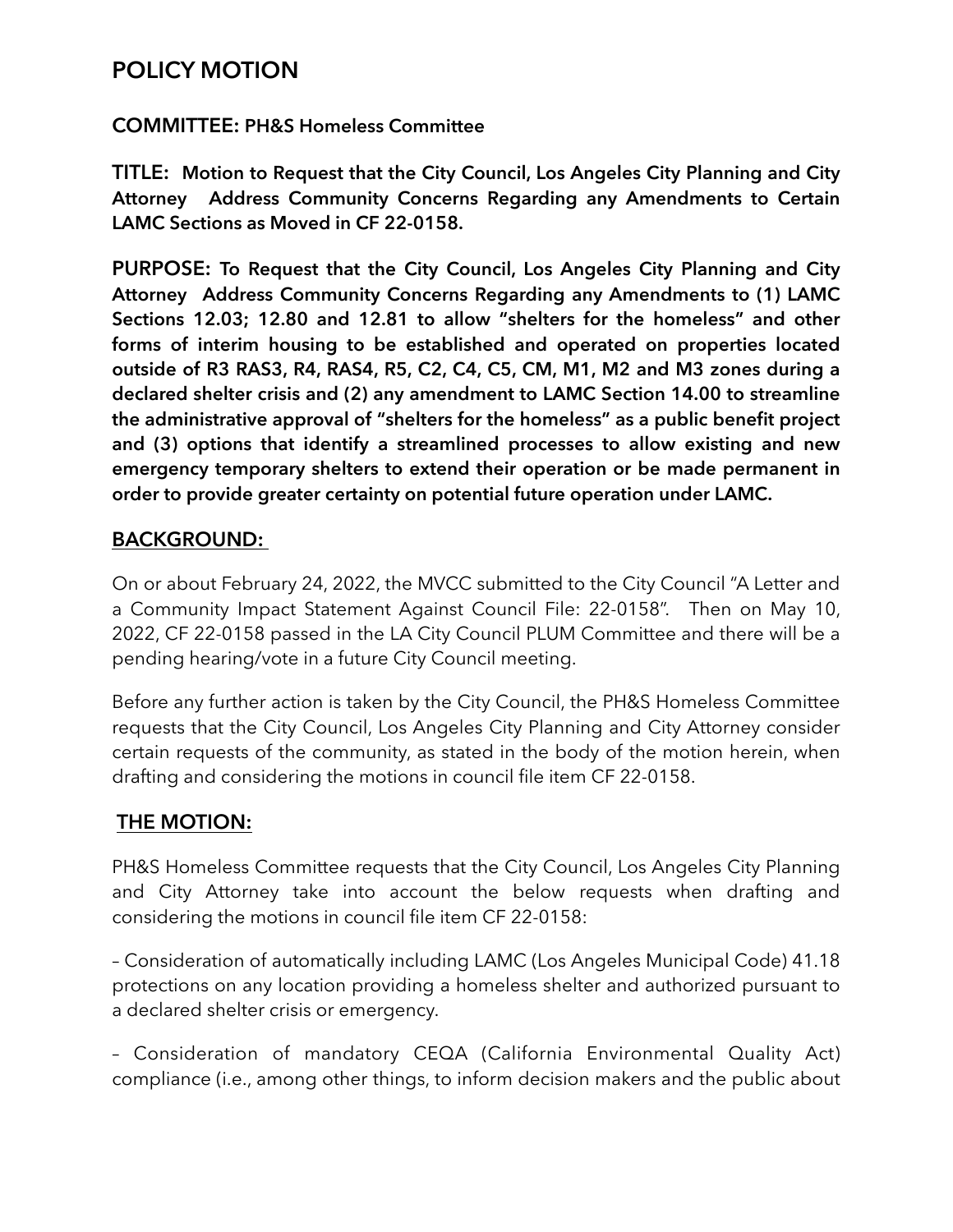# POLICY MOTION

**COMMITTEE: PH&S Homeless Committee**

**TITLE: Motion to Request that the City Council, Los Angeles City Planning and City Attorney Address Community Concerns Regarding any Amendments to Certain LAMC Sections as Moved in CF 22-0158.**

**PURPOSE: To Request that the City Council, Los Angeles City Planning and City Attorney Address Community Concerns Regarding any Amendments to (1) LAMC Sections 12.03; 12.80 and 12.81 to allow "shelters for the homeless" and other forms of interim housing to be established and operated on properties located outside of R3 RAS3, R4, RAS4, R5, C2, C4, C5, CM, M1, M2 and M3 zones during a declared shelter crisis and (2) any amendment to LAMC Section 14.00 to streamline the administrative approval of "shelters for the homeless" as a public benefit project and (3) options that identify a streamlined processes to allow existing and new emergency temporary shelters to extend their operation or be made permanent in order to provide greater certainty on potential future operation under LAMC.**

## BACKGROUND:

On or about February 24, 2022, the MVCC submitted to the City Council "A Letter and a Community Impact Statement Against Council File: 22-0158". Then on May 10, 2022, CF 22-0158 passed in the LA City Council PLUM Committee and there will be a pending hearing/vote in a future City Council meeting.

Before any further action is taken by the City Council, the PH&S Homeless Committee requests that the City Council, Los Angeles City Planning and City Attorney consider certain requests of the community, as stated in the body of the motion herein, when drafting and considering the motions in council file item CF 22-0158.

## THE MOTION:

PH&S Homeless Committee requests that the City Council, Los Angeles City Planning and City Attorney take into account the below requests when drafting and considering the motions in council file item CF 22-0158:

– Consideration of automatically including LAMC (Los Angeles Municipal Code) 41.18 protections on any location providing a homeless shelter and authorized pursuant to a declared shelter crisis or emergency.

– Consideration of mandatory CEQA (California Environmental Quality Act) compliance (i.e., among other things, to inform decision makers and the public about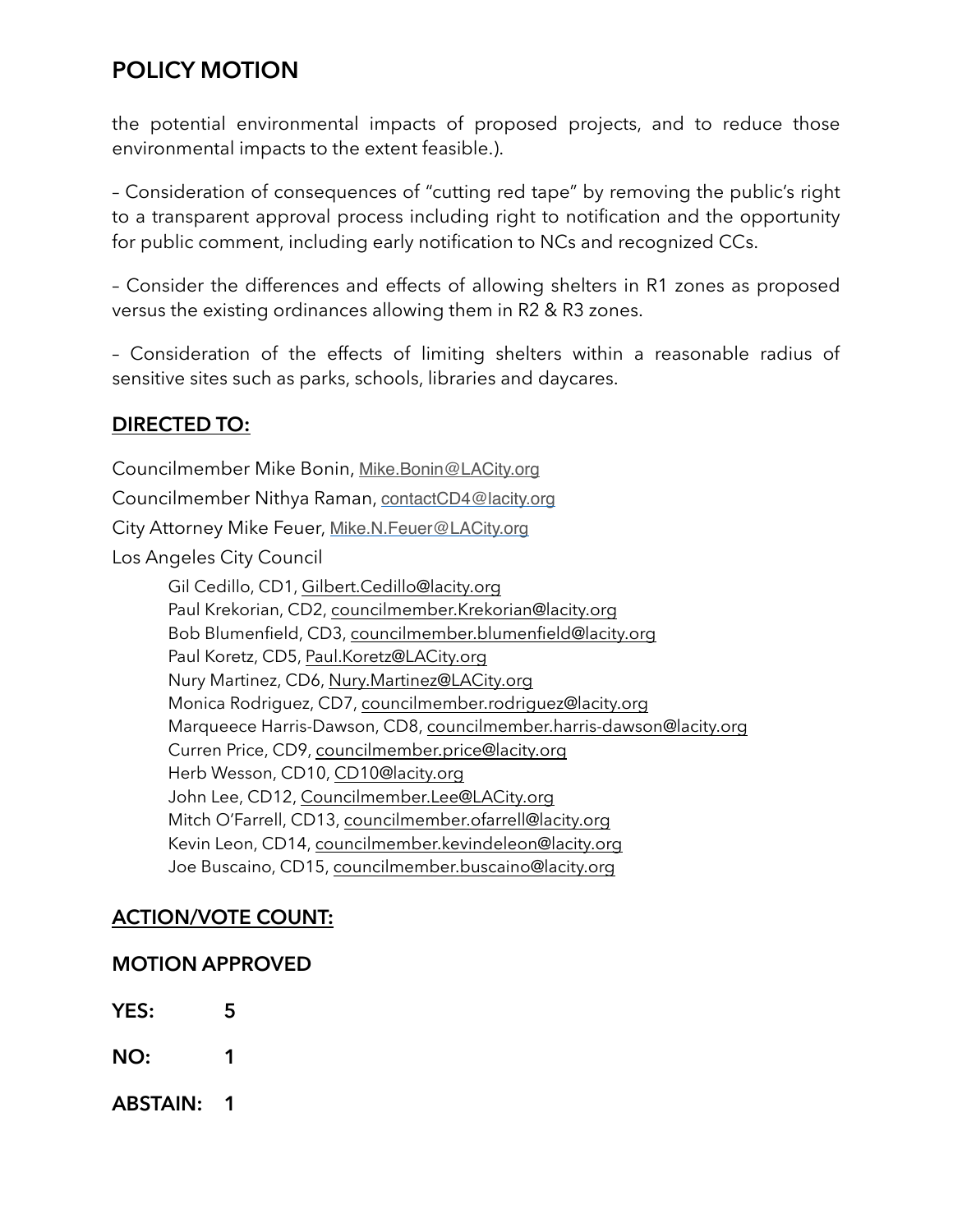# POLICY MOTION

the potential environmental impacts of proposed projects, and to reduce those environmental impacts to the extent feasible.).

– Consideration of consequences of "cutting red tape" by removing the public's right to a transparent approval process including right to notification and the opportunity for public comment, including early notification to NCs and recognized CCs.

– Consider the differences and effects of allowing shelters in R1 zones as proposed versus the existing ordinances allowing them in R2 & R3 zones.

– Consideration of the effects of limiting shelters within a reasonable radius of sensitive sites such as parks, schools, libraries and daycares.

## DIRECTED TO:

Councilmember Mike Bonin, Mike.Bonin@LACity.org

Councilmember Nithya Raman, contactCD4@lacity.org

City Attorney Mike Feuer, Mike.N.Feuer@LACity.org

Los Angeles City Council

Gil Cedillo, CD1, Gilbert.Cedillo@lacity.org
Paul Krekorian, CD2, councilmember.Krekorian@lacity.org
Bob Blumenfield, CD3, councilmember.blumenfield@lacity.org
Paul Koretz, CD5, Paul.Koretz@LACity.org
Nury Martinez, CD6, Nury.Martinez@LACity.org
Monica Rodriguez, CD7, councilmember.rodriguez@lacity.org
Marqueece Harris-Dawson, CD8, councilmember.harris-dawson@lacity.org
Curren Price, CD9, councilmember.price@lacity.org
Herb Wesson, CD10, CD10@lacity.org
John Lee, CD12, Councilmember.Lee@LACity.org
Mitch O'Farrell, CD13, councilmember.ofarrell@lacity.org
Kevin Leon, CD14, councilmember.kevindeleon@lacity.org
Joe Buscaino, CD15, councilmember.buscaino@lacity.org

## ACTION/VOTE COUNT:

**MOTION APPROVED**

**YES:** 5

**NO:** 1

**ABSTAIN:** 1